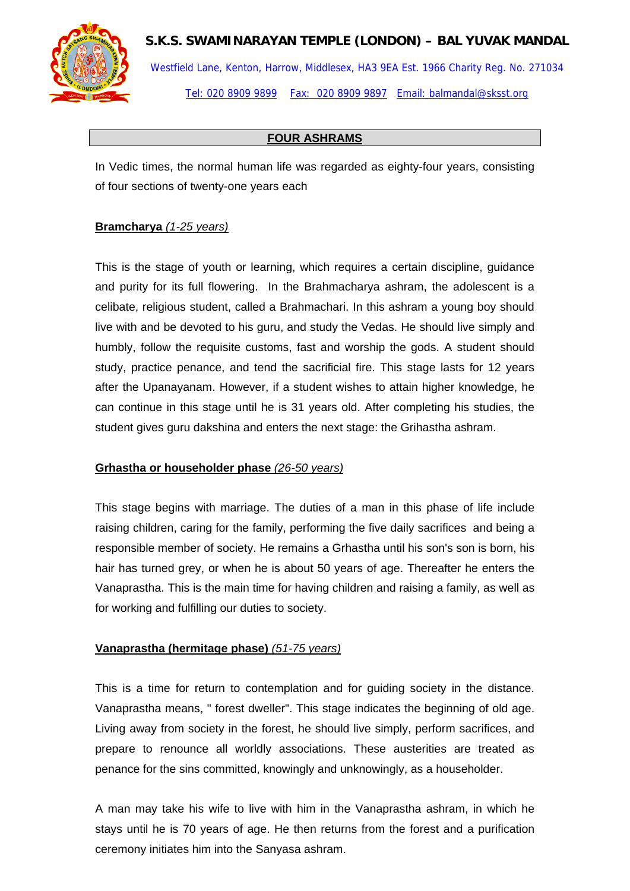**S.K.S. SWAMINARAYAN TEMPLE (LONDON) – BAL YUVAK MANDAL**

Westfield Lane, Kenton, Harrow, Middlesex, HA3 9EA Est. 1966 Charity Reg. No. 271034

Tel: 020 8909 9899 Fax: 020 8909 9897 Email: balmandal@sksst.org

# FOUR ASHRAMS

In Vedic times, the normal human life was regarded as eighty-four years, consisting of four sections of twenty-one years each

## Bramcharya *(1-25 years)*

This is the stage of youth or learning, which requires a certain discipline, guidance and purity for its full flowering. In the Brahmacharya ashram, the adolescent is a celibate, religious student, called a Brahmachari. In this ashram a young boy should live with and be devoted to his guru, and study the Vedas. He should live simply and humbly, follow the requisite customs, fast and worship the gods. A student should study, practice penance, and tend the sacrificial fire. This stage lasts for 12 years after the Upanayanam. However, if a student wishes to attain higher knowledge, he can continue in this stage until he is 31 years old. After completing his studies, the student gives guru dakshina and enters the next stage: the Grihastha ashram.

## Grhastha or householder phase *(26-50 years)*

This stage begins with marriage. The duties of a man in this phase of life include raising children, caring for the family, performing the five daily sacrifices and being a responsible member of society. He remains a Grhastha until his son's son is born, his hair has turned grey, or when he is about 50 years of age. Thereafter he enters the Vanaprastha. This is the main time for having children and raising a family, as well as for working and fulfilling our duties to society.

## Vanaprastha (hermitage phase) *(51-75 years)*

This is a time for return to contemplation and for guiding society in the distance. Vanaprastha means, " forest dweller". This stage indicates the beginning of old age. Living away from society in the forest, he should live simply, perform sacrifices, and prepare to renounce all worldly associations. These austerities are treated as penance for the sins committed, knowingly and unknowingly, as a householder.

A man may take his wife to live with him in the Vanaprastha ashram, in which he stays until he is 70 years of age. He then returns from the forest and a purification ceremony initiates him into the Sanyasa ashram.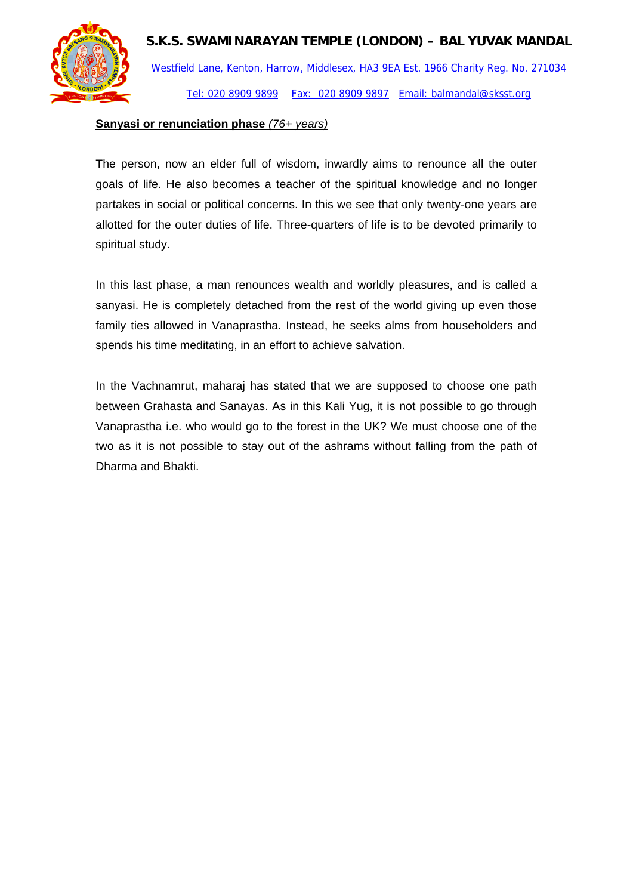**Sanyasi or renunciation phase** *(76+ years)*

The person, now an elder full of wisdom, inwardly aims to renounce all the outer goals of life. He also becomes a teacher of the spiritual knowledge and no longer partakes in social or political concerns. In this we see that only twenty-one years are allotted for the outer duties of life. Three-quarters of life is to be devoted primarily to spiritual study.

In this last phase, a man renounces wealth and worldly pleasures, and is called a sanyasi. He is completely detached from the rest of the world giving up even those family ties allowed in Vanaprastha. Instead, he seeks alms from householders and spends his time meditating, in an effort to achieve salvation.

In the Vachnamrut, maharaj has stated that we are supposed to choose one path between Grahasta and Sanayas. As in this Kali Yug, it is not possible to go through Vanaprastha i.e. who would go to the forest in the UK? We must choose one of the two as it is not possible to stay out of the ashrams without falling from the path of Dharma and Bhakti.